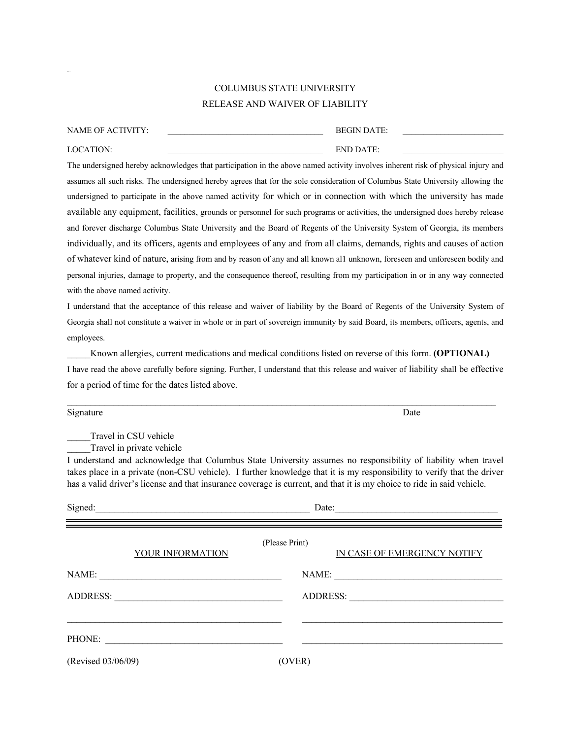# COLUMBUS STATE UNIVERSITY

## RELEASE AND WAIVER OF LIABILITY

NAME OF ACTIVITY: ____________________________________ BEGIN DATE: _______________________

LOCATION: ____________________________________ END DATE: _______________________

The undersigned hereby acknowledges that participation in the above named activity involves inherent risk of physical injury and assumes all such risks. The undersigned hereby agrees that for the sole consideration of Columbus State University allowing the undersigned to participate in the above named activity for which or in connection with which the university has made available any equipment, facilities, grounds or personnel for such programs or activities, the undersigned does hereby release and forever discharge Columbus State University and the Board of Regents of the University System of Georgia, its members individually, and its officers, agents and employees of any and from all claims, demands, rights and causes of action of whatever kind of nature, arising from and by reason of any and all known al1 unknown, foreseen and unforeseen bodily and personal injuries, damage to property, and the consequence thereof, resulting from my participation in or in any way connected with the above named activity.

I understand that the acceptance of this release and waiver of liability by the Board of Regents of the University System of Georgia shall not constitute a waiver in whole or in part of sovereign immunity by said Board, its members, officers, agents, and employees.

_____Known allergies, current medications and medical conditions listed on reverse of this form. **(OPTIONAL)**

I have read the above carefully before signing. Further, I understand that this release and waiver of liability shall be effective for a period of time for the dates listed above.

_____________________________________________________________________________________________

Signature Date

_____Travel in CSU vehicle

_____Travel in private vehicle

I understand and acknowledge that Columbus State University assumes no responsibility of liability when travel takes place in a private (non-CSU vehicle). I further knowledge that it is my responsibility to verify that the driver has a valid driver's license and that insurance coverage is current, and that it is my choice to ride in said vehicle.

Signed:_______________________________________________ Date:___________________________________

---

(Please Print)

| YOUR INFORMATION | IN CASE OF EMERGENCY NOTIFY |
|---|---|
| NAME: _______________________________________ | NAME: ____________________________________ |
| ADDRESS: ____________________________________ | ADDRESS: _________________________________ |
| _____________________________________________ | _____________________________________________ |
| PHONE: ______________________________________ | _____________________________________________ |

(Revised 03/06/09) (OVER)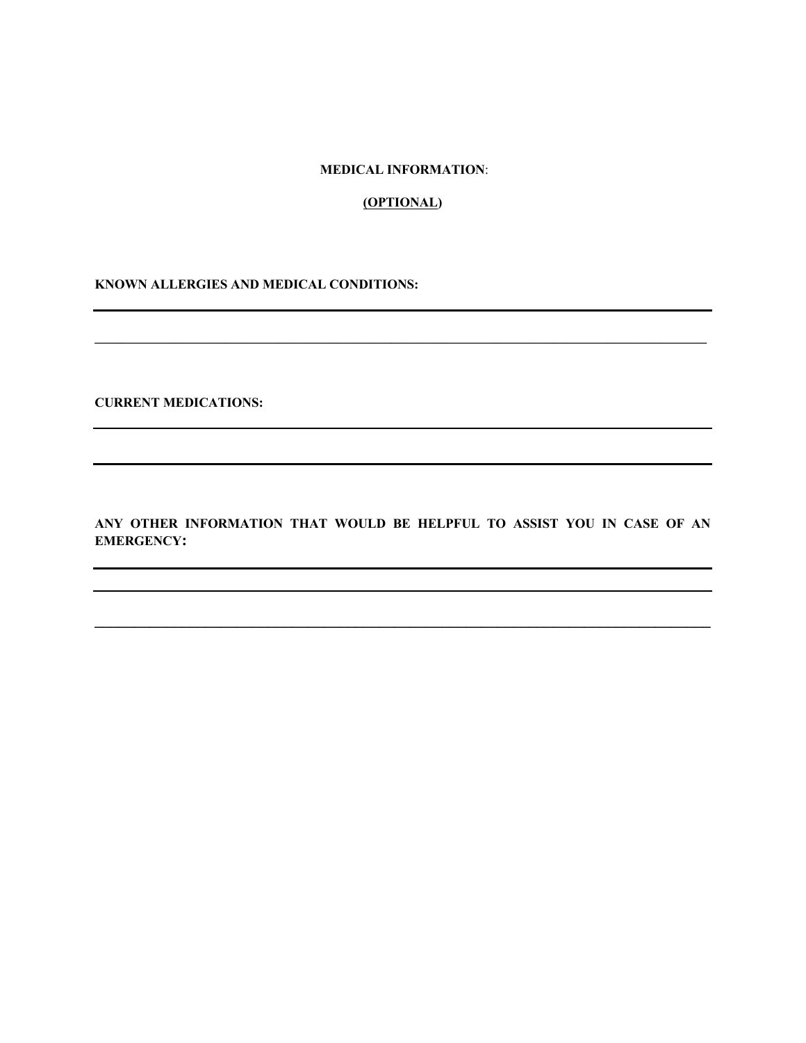**MEDICAL INFORMATION**:

**(OPTIONAL)**

**KNOWN ALLERGIES AND MEDICAL CONDITIONS:**

___

___

**CURRENT MEDICATIONS:**

___

___

**ANY OTHER INFORMATION THAT WOULD BE HELPFUL TO ASSIST YOU IN CASE OF AN EMERGENCY:**

___

___

___